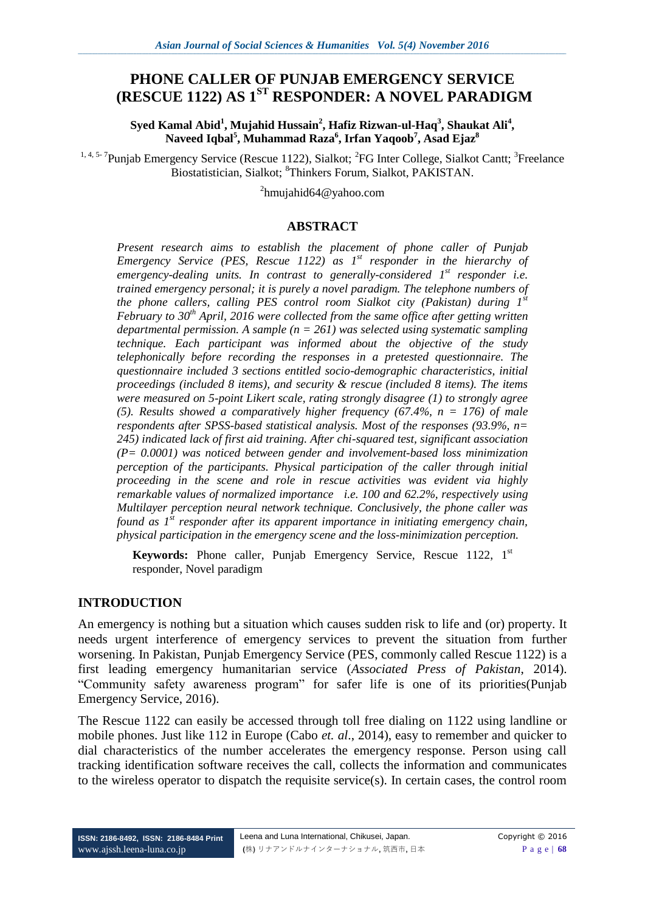# PHONE CALLER OF PUNJAB EMERGENCY SERVICE (RESCUE 1122) AS 1ST RESPONDER: A NOVEL PARADIGM

**Syed Kamal Abid[1], Mujahid Hussain[2], Hafiz Rizwan-ul-Haq[3], Shaukat Ali[4], Naveed Iqbal[5], Muhammad Raza[6], Irfan Yaqoob[7], Asad Ejaz[8]**

[1, 4, 5- 7]Punjab Emergency Service (Rescue 1122), Sialkot; [2]FG Inter College, Sialkot Cantt; [3]Freelance Biostatistician, Sialkot; [8]Thinkers Forum, Sialkot, PAKISTAN.

[2]hmujahid64@yahoo.com

## ABSTRACT

*Present research aims to establish the placement of phone caller of Punjab Emergency Service (PES, Rescue 1122) as 1st responder in the hierarchy of emergency-dealing units. In contrast to generally-considered 1st responder i.e. trained emergency personal; it is purely a novel paradigm. The telephone numbers of the phone callers, calling PES control room Sialkot city (Pakistan) during 1st February to 30th April, 2016 were collected from the same office after getting written departmental permission. A sample (n = 261) was selected using systematic sampling technique. Each participant was informed about the objective of the study telephonically before recording the responses in a pretested questionnaire. The questionnaire included 3 sections entitled socio-demographic characteristics, initial proceedings (included 8 items), and security & rescue (included 8 items). The items were measured on 5-point Likert scale, rating strongly disagree (1) to strongly agree (5). Results showed a comparatively higher frequency (67.4%, n = 176) of male respondents after SPSS-based statistical analysis. Most of the responses (93.9%, n= 245) indicated lack of first aid training. After chi-squared test, significant association (P= 0.0001) was noticed between gender and involvement-based loss minimization perception of the participants. Physical participation of the caller through initial proceeding in the scene and role in rescue activities was evident via highly remarkable values of normalized importance i.e. 100 and 62.2%, respectively using Multilayer perception neural network technique. Conclusively, the phone caller was found as 1st responder after its apparent importance in initiating emergency chain, physical participation in the emergency scene and the loss-minimization perception.*

**Keywords:** Phone caller, Punjab Emergency Service, Rescue 1122, 1st responder, Novel paradigm

## INTRODUCTION

An emergency is nothing but a situation which causes sudden risk to life and (or) property. It needs urgent interference of emergency services to prevent the situation from further worsening. In Pakistan, Punjab Emergency Service (PES, commonly called Rescue 1122) is a first leading emergency humanitarian service (*Associated Press of Pakistan*, 2014). "Community safety awareness program" for safer life is one of its priorities(Punjab Emergency Service, 2016).

The Rescue 1122 can easily be accessed through toll free dialing on 1122 using landline or mobile phones. Just like 112 in Europe (Cabo *et. al*., 2014), easy to remember and quicker to dial characteristics of the number accelerates the emergency response. Person using call tracking identification software receives the call, collects the information and communicates to the wireless operator to dispatch the requisite service(s). In certain cases, the control room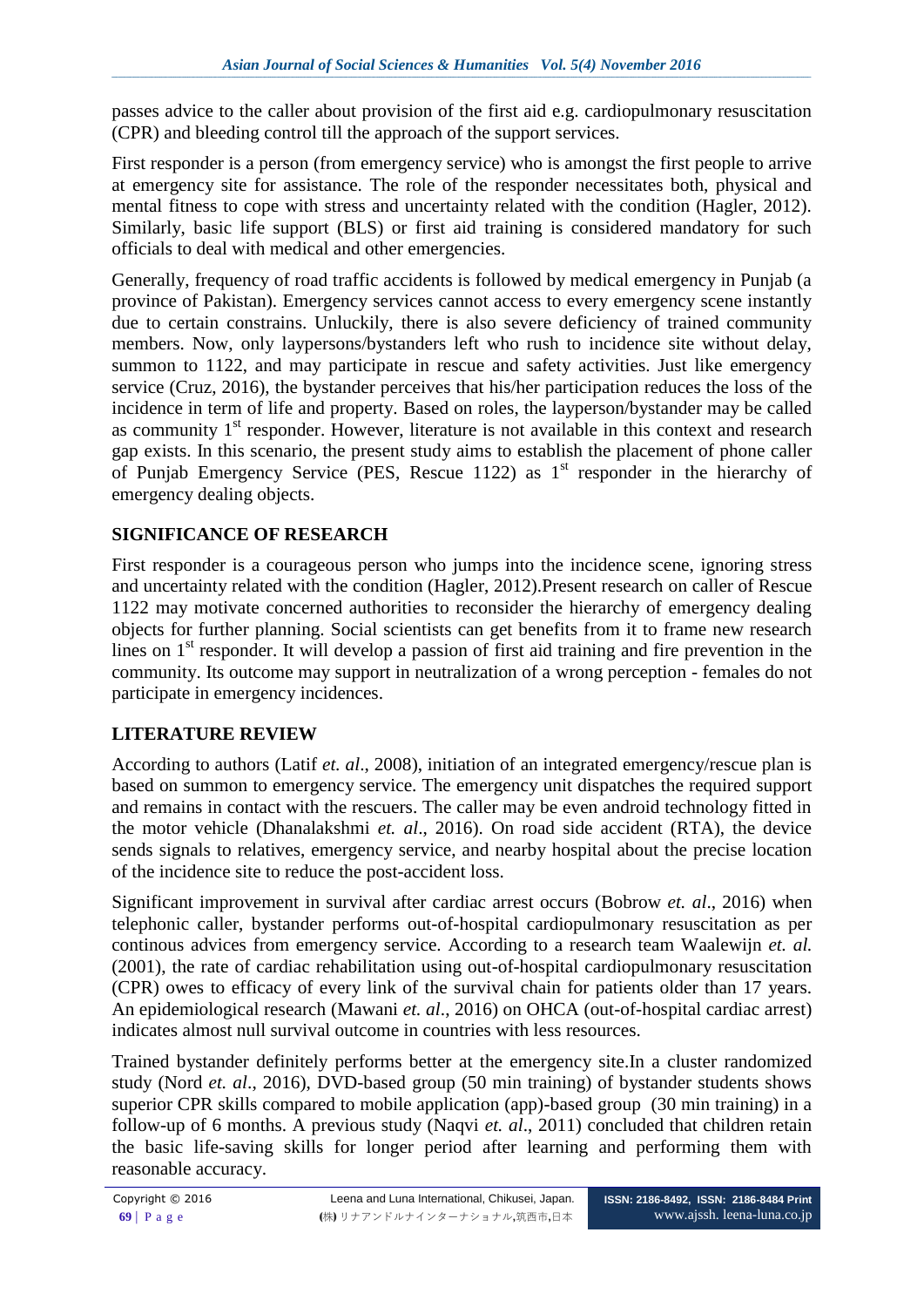passes advice to the caller about provision of the first aid e.g. cardiopulmonary resuscitation (CPR) and bleeding control till the approach of the support services.

First responder is a person (from emergency service) who is amongst the first people to arrive at emergency site for assistance. The role of the responder necessitates both, physical and mental fitness to cope with stress and uncertainty related with the condition (Hagler, 2012). Similarly, basic life support (BLS) or first aid training is considered mandatory for such officials to deal with medical and other emergencies.

Generally, frequency of road traffic accidents is followed by medical emergency in Punjab (a province of Pakistan). Emergency services cannot access to every emergency scene instantly due to certain constrains. Unluckily, there is also severe deficiency of trained community members. Now, only laypersons/bystanders left who rush to incidence site without delay, summon to 1122, and may participate in rescue and safety activities. Just like emergency service (Cruz, 2016), the bystander perceives that his/her participation reduces the loss of the incidence in term of life and property. Based on roles, the layperson/bystander may be called as community 1st responder. However, literature is not available in this context and research gap exists. In this scenario, the present study aims to establish the placement of phone caller of Punjab Emergency Service (PES, Rescue 1122) as 1st responder in the hierarchy of emergency dealing objects.

## SIGNIFICANCE OF RESEARCH

First responder is a courageous person who jumps into the incidence scene, ignoring stress and uncertainty related with the condition (Hagler, 2012).Present research on caller of Rescue 1122 may motivate concerned authorities to reconsider the hierarchy of emergency dealing objects for further planning. Social scientists can get benefits from it to frame new research lines on 1st responder. It will develop a passion of first aid training and fire prevention in the community. Its outcome may support in neutralization of a wrong perception - females do not participate in emergency incidences.

## LITERATURE REVIEW

According to authors (Latif *et. al*., 2008), initiation of an integrated emergency/rescue plan is based on summon to emergency service. The emergency unit dispatches the required support and remains in contact with the rescuers. The caller may be even android technology fitted in the motor vehicle (Dhanalakshmi *et. al*., 2016). On road side accident (RTA), the device sends signals to relatives, emergency service, and nearby hospital about the precise location of the incidence site to reduce the post-accident loss.

Significant improvement in survival after cardiac arrest occurs (Bobrow *et. al*., 2016) when telephonic caller, bystander performs out-of-hospital cardiopulmonary resuscitation as per continous advices from emergency service. According to a research team Waalewijn *et. al.* (2001), the rate of cardiac rehabilitation using out-of-hospital cardiopulmonary resuscitation (CPR) owes to efficacy of every link of the survival chain for patients older than 17 years. An epidemiological research (Mawani *et. al*., 2016) on OHCA (out-of-hospital cardiac arrest) indicates almost null survival outcome in countries with less resources.

Trained bystander definitely performs better at the emergency site.In a cluster randomized study (Nord *et. al*., 2016), DVD-based group (50 min training) of bystander students shows superior CPR skills compared to mobile application (app)-based group (30 min training) in a follow-up of 6 months. A previous study (Naqvi *et. al*., 2011) concluded that children retain the basic life-saving skills for longer period after learning and performing them with reasonable accuracy.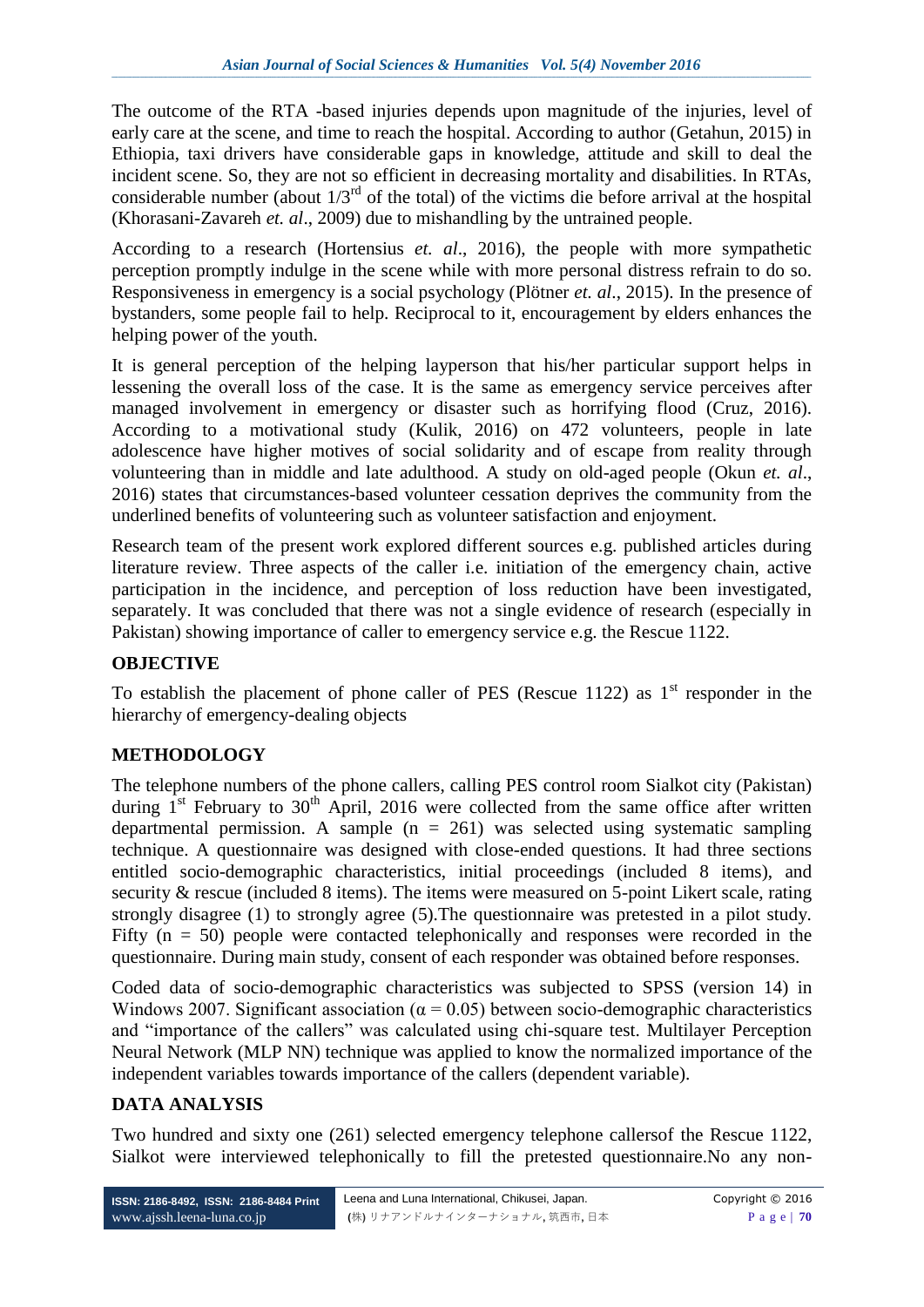The outcome of the RTA -based injuries depends upon magnitude of the injuries, level of early care at the scene, and time to reach the hospital. According to author (Getahun, 2015) in Ethiopia, taxi drivers have considerable gaps in knowledge, attitude and skill to deal the incident scene. So, they are not so efficient in decreasing mortality and disabilities. In RTAs, considerable number (about $1/3^{rd}$ of the total) of the victims die before arrival at the hospital (Khorasani-Zavareh *et. al*., 2009) due to mishandling by the untrained people.

According to a research (Hortensius *et. al*., 2016), the people with more sympathetic perception promptly indulge in the scene while with more personal distress refrain to do so. Responsiveness in emergency is a social psychology (Plötner *et. al*., 2015). In the presence of bystanders, some people fail to help. Reciprocal to it, encouragement by elders enhances the helping power of the youth.

It is general perception of the helping layperson that his/her particular support helps in lessening the overall loss of the case. It is the same as emergency service perceives after managed involvement in emergency or disaster such as horrifying flood (Cruz, 2016). According to a motivational study (Kulik, 2016) on 472 volunteers, people in late adolescence have higher motives of social solidarity and of escape from reality through volunteering than in middle and late adulthood. A study on old-aged people (Okun *et. al*., 2016) states that circumstances-based volunteer cessation deprives the community from the underlined benefits of volunteering such as volunteer satisfaction and enjoyment.

Research team of the present work explored different sources e.g. published articles during literature review. Three aspects of the caller i.e. initiation of the emergency chain, active participation in the incidence, and perception of loss reduction have been investigated, separately. It was concluded that there was not a single evidence of research (especially in Pakistan) showing importance of caller to emergency service e.g. the Rescue 1122.

## OBJECTIVE

To establish the placement of phone caller of PES (Rescue 1122) as $1^{st}$ responder in the hierarchy of emergency-dealing objects

## METHODOLOGY

The telephone numbers of the phone callers, calling PES control room Sialkot city (Pakistan) during $1^{st}$ February to $30^{th}$ April, 2016 were collected from the same office after written departmental permission. A sample (n = 261) was selected using systematic sampling technique. A questionnaire was designed with close-ended questions. It had three sections entitled socio-demographic characteristics, initial proceedings (included 8 items), and security & rescue (included 8 items). The items were measured on 5-point Likert scale, rating strongly disagree (1) to strongly agree (5).The questionnaire was pretested in a pilot study. Fifty (n = 50) people were contacted telephonically and responses were recorded in the questionnaire. During main study, consent of each responder was obtained before responses.

Coded data of socio-demographic characteristics was subjected to SPSS (version 14) in Windows 2007. Significant association ($\alpha = 0.05$) between socio-demographic characteristics and "importance of the callers" was calculated using chi-square test. Multilayer Perception Neural Network (MLP NN) technique was applied to know the normalized importance of the independent variables towards importance of the callers (dependent variable).

## DATA ANALYSIS

Two hundred and sixty one (261) selected emergency telephone callersof the Rescue 1122, Sialkot were interviewed telephonically to fill the pretested questionnaire.No any non-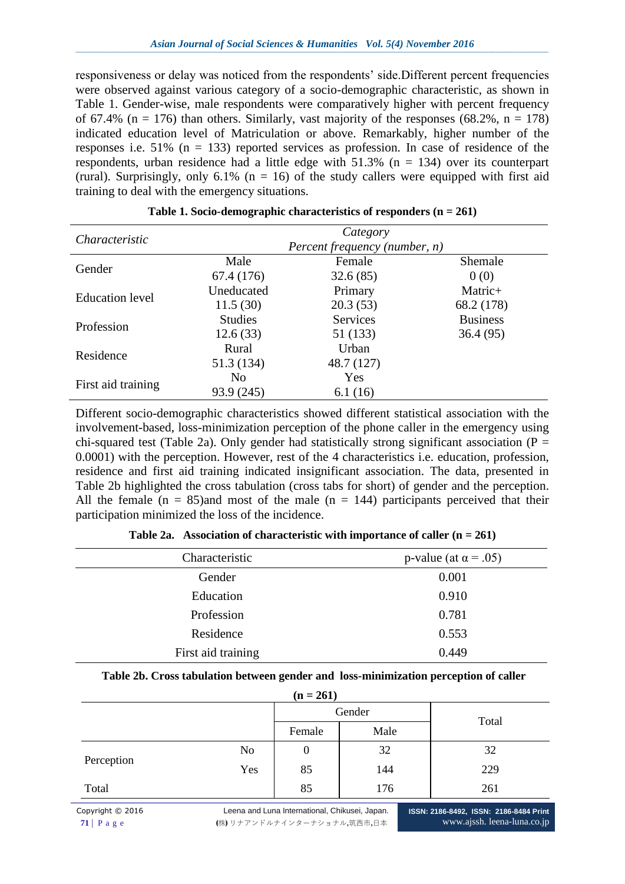responsiveness or delay was noticed from the respondents' side.Different percent frequencies were observed against various category of a socio-demographic characteristic, as shown in Table 1. Gender-wise, male respondents were comparatively higher with percent frequency of 67.4% (n = 176) than others. Similarly, vast majority of the responses (68.2%, n = 178) indicated education level of Matriculation or above. Remarkably, higher number of the responses i.e. 51% (n = 133) reported services as profession. In case of residence of the respondents, urban residence had a little edge with 51.3% (n = 134) over its counterpart (rural). Surprisingly, only 6.1% (n = 16) of the study callers were equipped with first aid training to deal with the emergency situations.

**Table 1. Socio-demographic characteristics of responders (n = 261)**

| *Characteristic* | *Category* <br> *Percent frequency (number, n)* | | |
|---|---|---|---|
| Gender | Male <br> 67.4 (176) | Female <br> 32.6 (85) | Shemale <br> 0 (0) |
| Education level | Uneducated <br> 11.5 (30) | Primary <br> 20.3 (53) | Matric+ <br> 68.2 (178) |
| Profession | Studies <br> 12.6 (33) | Services <br> 51 (133) | Business <br> 36.4 (95) |
| Residence | Rural <br> 51.3 (134) | Urban <br> 48.7 (127) | |
| First aid training | No <br> 93.9 (245) | Yes <br> 6.1 (16) | |

Different socio-demographic characteristics showed different statistical association with the involvement-based, loss-minimization perception of the phone caller in the emergency using chi-squared test (Table 2a). Only gender had statistically strong significant association (P = 0.0001) with the perception. However, rest of the 4 characteristics i.e. education, profession, residence and first aid training indicated insignificant association. The data, presented in Table 2b highlighted the cross tabulation (cross tabs for short) of gender and the perception. All the female (n = 85)and most of the male (n = 144) participants perceived that their participation minimized the loss of the incidence.

**Table 2a. Association of characteristic with importance of caller (n = 261)**

| Characteristic | p-value (at $\alpha = .05$) |
|---|---|
| Gender | 0.001 |
| Education | 0.910 |
| Profession | 0.781 |
| Residence | 0.553 |
| First aid training | 0.449 |

**Table 2b. Cross tabulation between gender and loss-minimization perception of caller (n = 261)**

| | | Gender | | Total |
|---|---|---|---|---|
| | | Female | Male | |
| Perception | No | 0 | 32 | 32 |
| | Yes | 85 | 144 | 229 |
| Total | | 85 | 176 | 261 |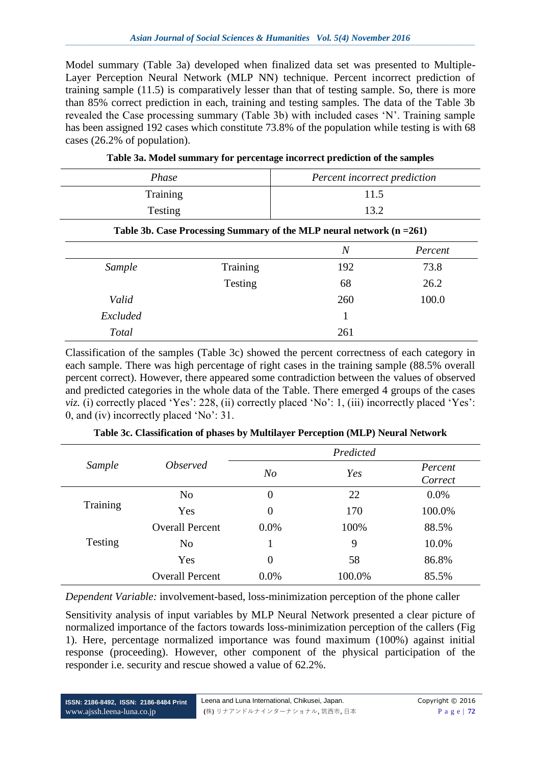Model summary (Table 3a) developed when finalized data set was presented to Multiple-Layer Perception Neural Network (MLP NN) technique. Percent incorrect prediction of training sample (11.5) is comparatively lesser than that of testing sample. So, there is more than 85% correct prediction in each, training and testing samples. The data of the Table 3b revealed the Case processing summary (Table 3b) with included cases 'N'. Training sample has been assigned 192 cases which constitute 73.8% of the population while testing is with 68 cases (26.2% of population).

**Table 3a. Model summary for percentage incorrect prediction of the samples**

| *Phase* | *Percent incorrect prediction* |
|---|---|
| Training | 11.5 |
| Testing | 13.2 |

**Table 3b. Case Processing Summary of the MLP neural network (n =261)**

| | | *N* | *Percent* |
|---|---|---|---|
| *Sample* | Training | 192 | 73.8 |
| | Testing | 68 | 26.2 |
| *Valid* | | 260 | 100.0 |
| *Excluded* | | 1 | |
| *Total* | | 261 | |

Classification of the samples (Table 3c) showed the percent correctness of each category in each sample. There was high percentage of right cases in the training sample (88.5% overall percent correct). However, there appeared some contradiction between the values of observed and predicted categories in the whole data of the Table. There emerged 4 groups of the cases *viz.* (i) correctly placed 'Yes': 228, (ii) correctly placed 'No': 1, (iii) incorrectly placed 'Yes': 0, and (iv) incorrectly placed 'No': 31.

**Table 3c. Classification of phases by Multilayer Perception (MLP) Neural Network**

| *Sample* | *Observed* | *Predicted* | | |
|---|---|---|---|---|
| | | *No* | *Yes* | *Percent Correct* |
| Training | No | 0 | 22 | 0.0% |
| | Yes | 0 | 170 | 100.0% |
| | Overall Percent | 0.0% | 100% | 88.5% |
| Testing | No | 1 | 9 | 10.0% |
| | Yes | 0 | 58 | 86.8% |
| | Overall Percent | 0.0% | 100.0% | 85.5% |

*Dependent Variable:* involvement-based, loss-minimization perception of the phone caller

Sensitivity analysis of input variables by MLP Neural Network presented a clear picture of normalized importance of the factors towards loss-minimization perception of the callers (Fig 1). Here, percentage normalized importance was found maximum (100%) against initial response (proceeding). However, other component of the physical participation of the responder i.e. security and rescue showed a value of 62.2%.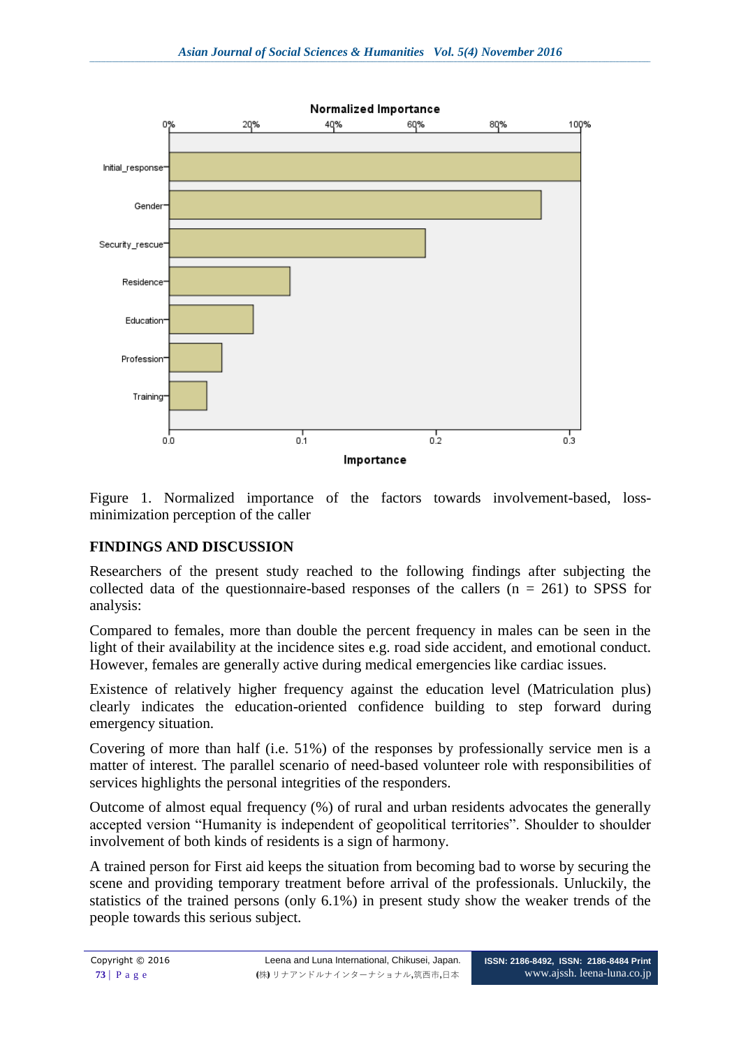Figure 1. Normalized importance of the factors towards involvement-based, loss-minimization perception of the caller

## FINDINGS AND DISCUSSION

Researchers of the present study reached to the following findings after subjecting the collected data of the questionnaire-based responses of the callers (n = 261) to SPSS for analysis:

Compared to females, more than double the percent frequency in males can be seen in the light of their availability at the incidence sites e.g. road side accident, and emotional conduct. However, females are generally active during medical emergencies like cardiac issues.

Existence of relatively higher frequency against the education level (Matriculation plus) clearly indicates the education-oriented confidence building to step forward during emergency situation.

Covering of more than half (i.e. 51%) of the responses by professionally service men is a matter of interest. The parallel scenario of need-based volunteer role with responsibilities of services highlights the personal integrities of the responders.

Outcome of almost equal frequency (%) of rural and urban residents advocates the generally accepted version "Humanity is independent of geopolitical territories". Shoulder to shoulder involvement of both kinds of residents is a sign of harmony.

A trained person for First aid keeps the situation from becoming bad to worse by securing the scene and providing temporary treatment before arrival of the professionals. Unluckily, the statistics of the trained persons (only 6.1%) in present study show the weaker trends of the people towards this serious subject.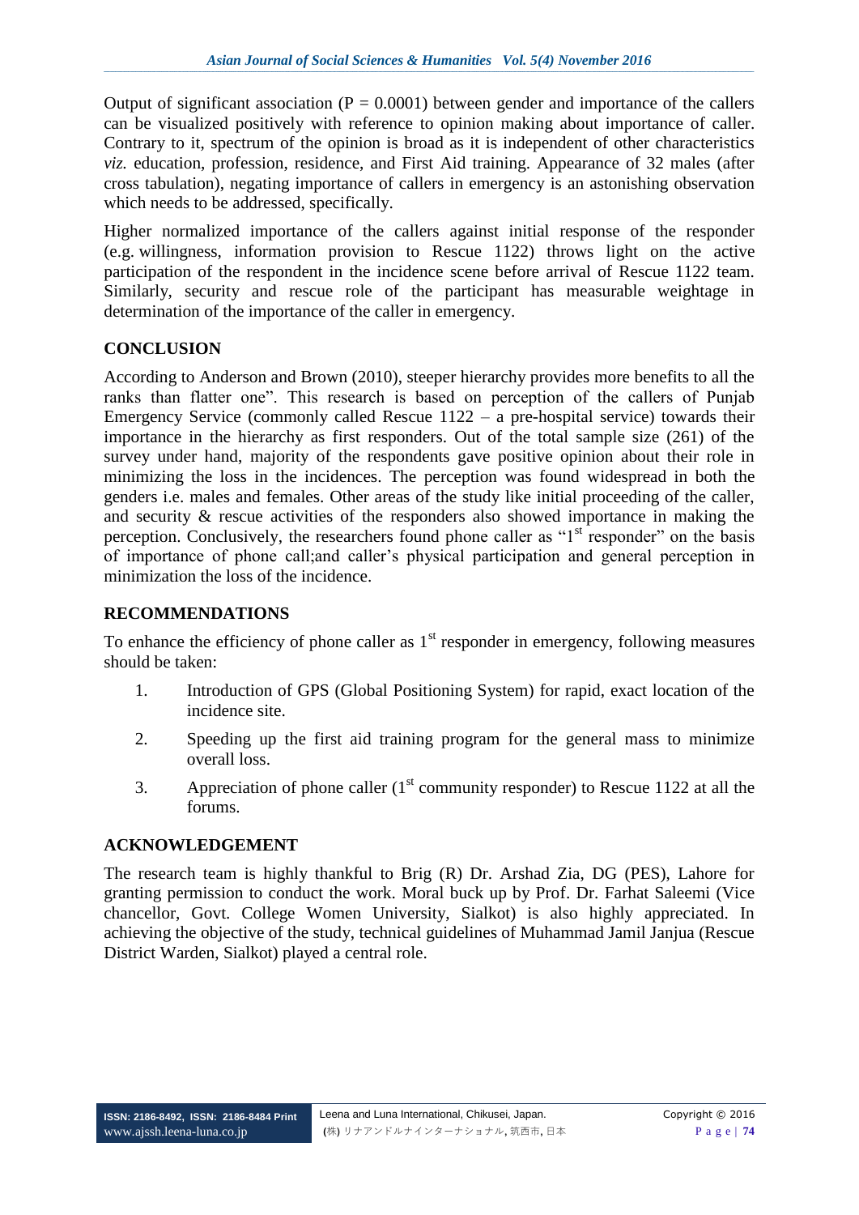Output of significant association ($P = 0.0001$) between gender and importance of the callers can be visualized positively with reference to opinion making about importance of caller. Contrary to it, spectrum of the opinion is broad as it is independent of other characteristics *viz.* education, profession, residence, and First Aid training. Appearance of 32 males (after cross tabulation), negating importance of callers in emergency is an astonishing observation which needs to be addressed, specifically.

Higher normalized importance of the callers against initial response of the responder (e.g. willingness, information provision to Rescue 1122) throws light on the active participation of the respondent in the incidence scene before arrival of Rescue 1122 team. Similarly, security and rescue role of the participant has measurable weightage in determination of the importance of the caller in emergency.

## CONCLUSION

According to Anderson and Brown (2010), steeper hierarchy provides more benefits to all the ranks than flatter one". This research is based on perception of the callers of Punjab Emergency Service (commonly called Rescue 1122 – a pre-hospital service) towards their importance in the hierarchy as first responders. Out of the total sample size (261) of the survey under hand, majority of the respondents gave positive opinion about their role in minimizing the loss in the incidences. The perception was found widespread in both the genders i.e. males and females. Other areas of the study like initial proceeding of the caller, and security & rescue activities of the responders also showed importance in making the perception. Conclusively, the researchers found phone caller as "1st responder" on the basis of importance of phone call;and caller's physical participation and general perception in minimization the loss of the incidence.

## RECOMMENDATIONS

To enhance the efficiency of phone caller as 1st responder in emergency, following measures should be taken:

1. Introduction of GPS (Global Positioning System) for rapid, exact location of the incidence site.
2. Speeding up the first aid training program for the general mass to minimize overall loss.
3. Appreciation of phone caller (1st community responder) to Rescue 1122 at all the forums.

## ACKNOWLEDGEMENT

The research team is highly thankful to Brig (R) Dr. Arshad Zia, DG (PES), Lahore for granting permission to conduct the work. Moral buck up by Prof. Dr. Farhat Saleemi (Vice chancellor, Govt. College Women University, Sialkot) is also highly appreciated. In achieving the objective of the study, technical guidelines of Muhammad Jamil Janjua (Rescue District Warden, Sialkot) played a central role.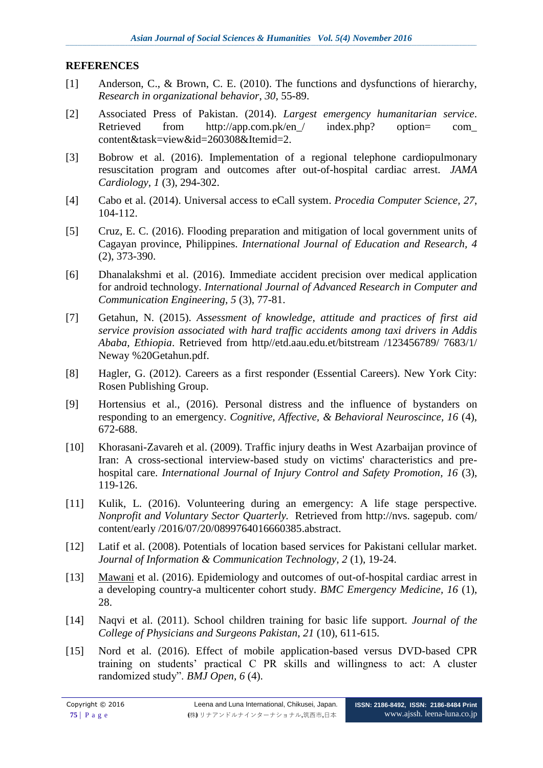## REFERENCES

[1] Anderson, C., & Brown, C. E. (2010). The functions and dysfunctions of hierarchy, *Research in organizational behavior*, *30*, 55-89.

[2] Associated Press of Pakistan. (2014). *Largest emergency humanitarian service*. Retrieved from http://app.com.pk/en_/ index.php? option= com_ content&task=view&id=260308&Itemid=2.

[3] Bobrow et al. (2016). Implementation of a regional telephone cardiopulmonary resuscitation program and outcomes after out-of-hospital cardiac arrest. *JAMA Cardiology*, *1* (3), 294-302.

[4] Cabo et al. (2014). Universal access to eCall system. *Procedia Computer Science*, *27*, 104-112.

[5] Cruz, E. C. (2016). Flooding preparation and mitigation of local government units of Cagayan province, Philippines. *International Journal of Education and Research, 4* (2), 373-390.

[6] Dhanalakshmi et al. (2016). Immediate accident precision over medical application for android technology. *International Journal of Advanced Research in Computer and Communication Engineering, 5* (3), 77-81.

[7] Getahun, N. (2015). *Assessment of knowledge, attitude and practices of first aid service provision associated with hard traffic accidents among taxi drivers in Addis Ababa, Ethiopia*. Retrieved from http//etd.aau.edu.et/bitstream /123456789/ 7683/1/ Neway %20Getahun.pdf.

[8] Hagler, G. (2012). Careers as a first responder (Essential Careers). New York City: Rosen Publishing Group.

[9] Hortensius et al., (2016). Personal distress and the influence of bystanders on responding to an emergency. *Cognitive, Affective, & Behavioral Neuroscince, 16* (4), 672-688.

[10] Khorasani-Zavareh et al. (2009). Traffic injury deaths in West Azarbaijan province of Iran: A cross-sectional interview-based study on victims' characteristics and pre-hospital care. *International Journal of Injury Control and Safety Promotion, 16* (3), 119-126.

[11] Kulik, L. (2016). Volunteering during an emergency: A life stage perspective. *Nonprofit and Voluntary Sector Quarterly.* Retrieved from http://nvs. sagepub. com/ content/early /2016/07/20/0899764016660385.abstract.

[12] Latif et al. (2008). Potentials of location based services for Pakistani cellular market. *Journal of Information & Communication Technology, 2* (1), 19-24.

[13] Mawani et al. (2016). Epidemiology and outcomes of out-of-hospital cardiac arrest in a developing country-a multicenter cohort study. *BMC Emergency Medicine, 16* (1), 28.

[14] Naqvi et al. (2011). School children training for basic life support. *Journal of the College of Physicians and Surgeons Pakistan, 21* (10), 611-615.

[15] Nord et al. (2016). Effect of mobile application-based versus DVD-based CPR training on students' practical C PR skills and willingness to act: A cluster randomized study". *BMJ Open, 6* (4).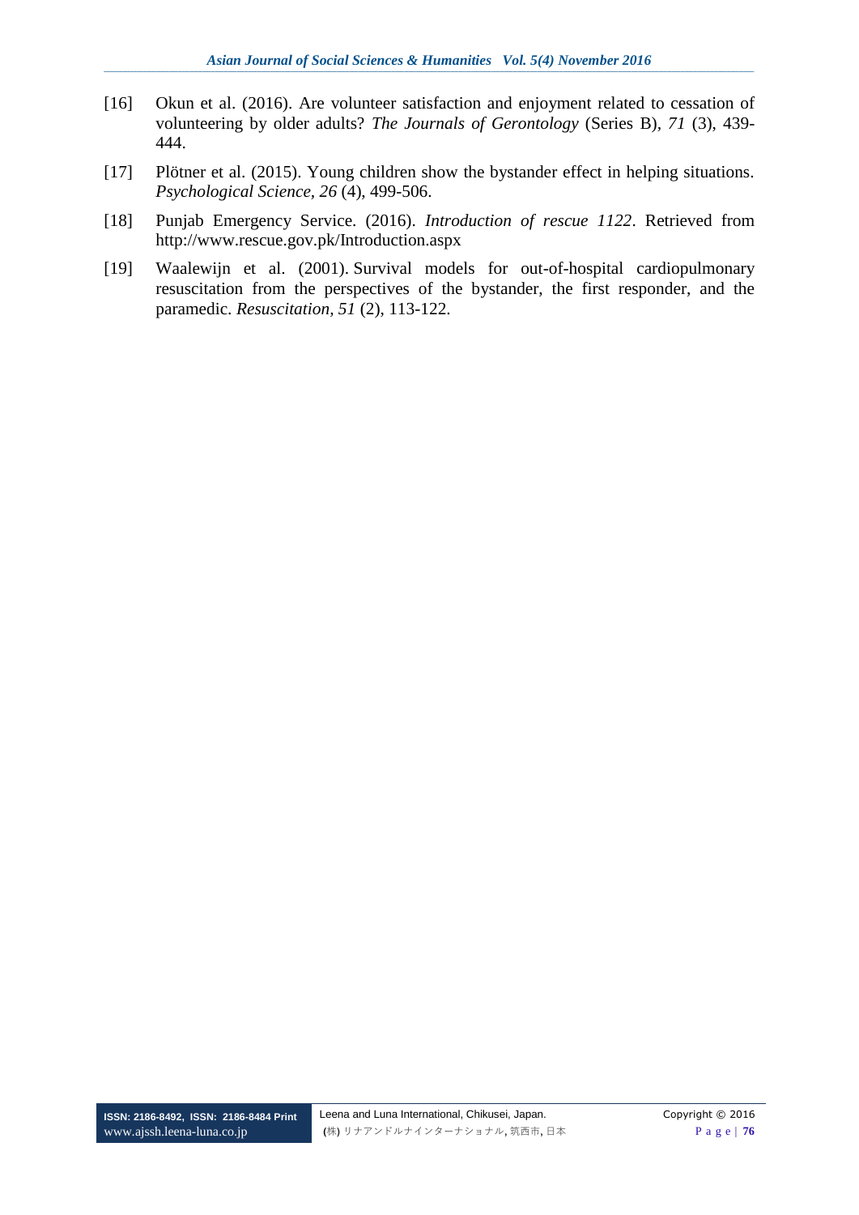[16] Okun et al. (2016). Are volunteer satisfaction and enjoyment related to cessation of volunteering by older adults? *The Journals of Gerontology* (Series B), *71* (3), 439-444.

[17] Plötner et al. (2015). Young children show the bystander effect in helping situations. *Psychological Science, 26* (4), 499-506.

[18] Punjab Emergency Service. (2016). *Introduction of rescue 1122*. Retrieved from http://www.rescue.gov.pk/Introduction.aspx

[19] Waalewijn et al. (2001). Survival models for out-of-hospital cardiopulmonary resuscitation from the perspectives of the bystander, the first responder, and the paramedic. *Resuscitation, 51* (2), 113-122.